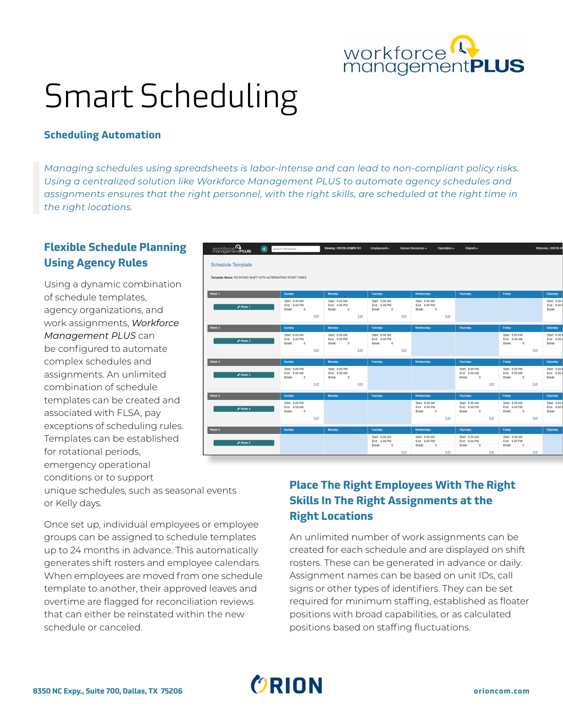# Smart Scheduling

## Scheduling Automation

> *Managing schedules using spreadsheets is labor-intense and can lead to non-compliant policy risks. Using a centralized solution like Workforce Management PLUS to automate agency schedules and assignments ensures that the right personnel, with the right skills, are scheduled at the right time in the right locations.*

## Flexible Schedule Planning Using Agency Rules

Using a dynamic combination of schedule templates, agency organizations, and work assignments, *Workforce Management PLUS* can be configured to automate complex schedules and assignments. An unlimited combination of schedule templates can be created and associated with FLSA, pay exceptions of scheduling rules. Templates can be established for rotational periods, emergency operational conditions or to support unique schedules, such as seasonal events or Kelly days.

Once set up, individual employees or employee groups can be assigned to schedule templates up to 24 months in advance. This automatically generates shift rosters and employee calendars. When employees are moved from one schedule template to another, their approved leaves and overtime are flagged for reconciliation reviews that can either be reinstated within the new schedule or canceled.

## Place The Right Employees With The Right Skills In The Right Assignments at the Right Locations

An unlimited number of work assignments can be created for each schedule and are displayed on shift rosters. These can be generated in advance or daily. Assignment names can be based on unit IDs, call signs or other types of identifiers. They can be set required for minimum staffing, established as floater positions with broad capabilities, or as calculated positions based on staffing fluctuations.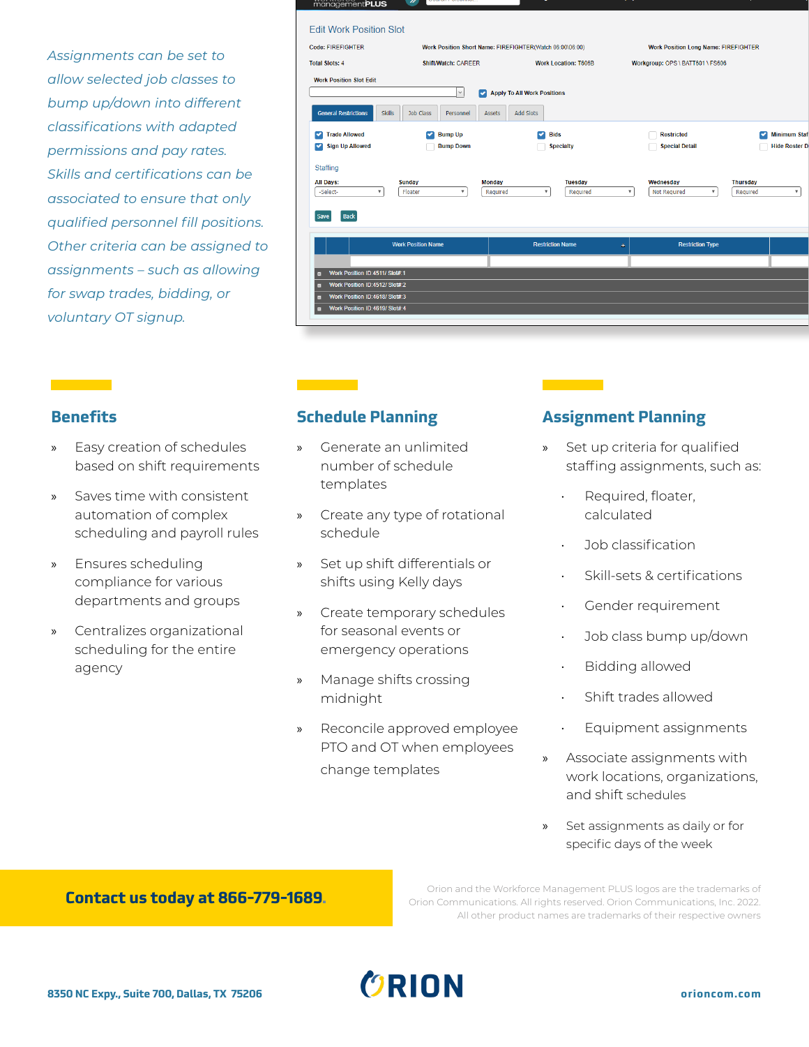*Assignments can be set to allow selected job classes to bump up/down into different classifications with adapted permissions and pay rates. Skills and certifications can be associated to ensure that only qualified personnel fill positions. Other criteria can be assigned to assignments – such as allowing for swap trades, bidding, or voluntary OT signup.*

## Benefits

- Easy creation of schedules based on shift requirements
- Saves time with consistent automation of complex scheduling and payroll rules
- Ensures scheduling compliance for various departments and groups
- Centralizes organizational scheduling for the entire agency

## Schedule Planning

- Generate an unlimited number of schedule templates
- Create any type of rotational schedule
- Set up shift differentials or shifts using Kelly days
- Create temporary schedules for seasonal events or emergency operations
- Manage shifts crossing midnight
- Reconcile approved employee PTO and OT when employees change templates

## Assignment Planning

- Set up criteria for qualified staffing assignments, such as:
  - Required, floater, calculated
  - Job classification
  - Skill-sets & certifications
  - Gender requirement
  - Job class bump up/down
  - Bidding allowed
  - Shift trades allowed
  - Equipment assignments
- Associate assignments with work locations, organizations, and shift schedules
- Set assignments as daily or for specific days of the week

**Contact us today at 866-779-1689.**

Orion and the Workforce Management PLUS logos are the trademarks of Orion Communications. All rights reserved. Orion Communications, Inc. 2022. All other product names are trademarks of their respective owners

**8350 NC Expy., Suite 700, Dallas, TX 75206**

ORION

**orioncom.com**